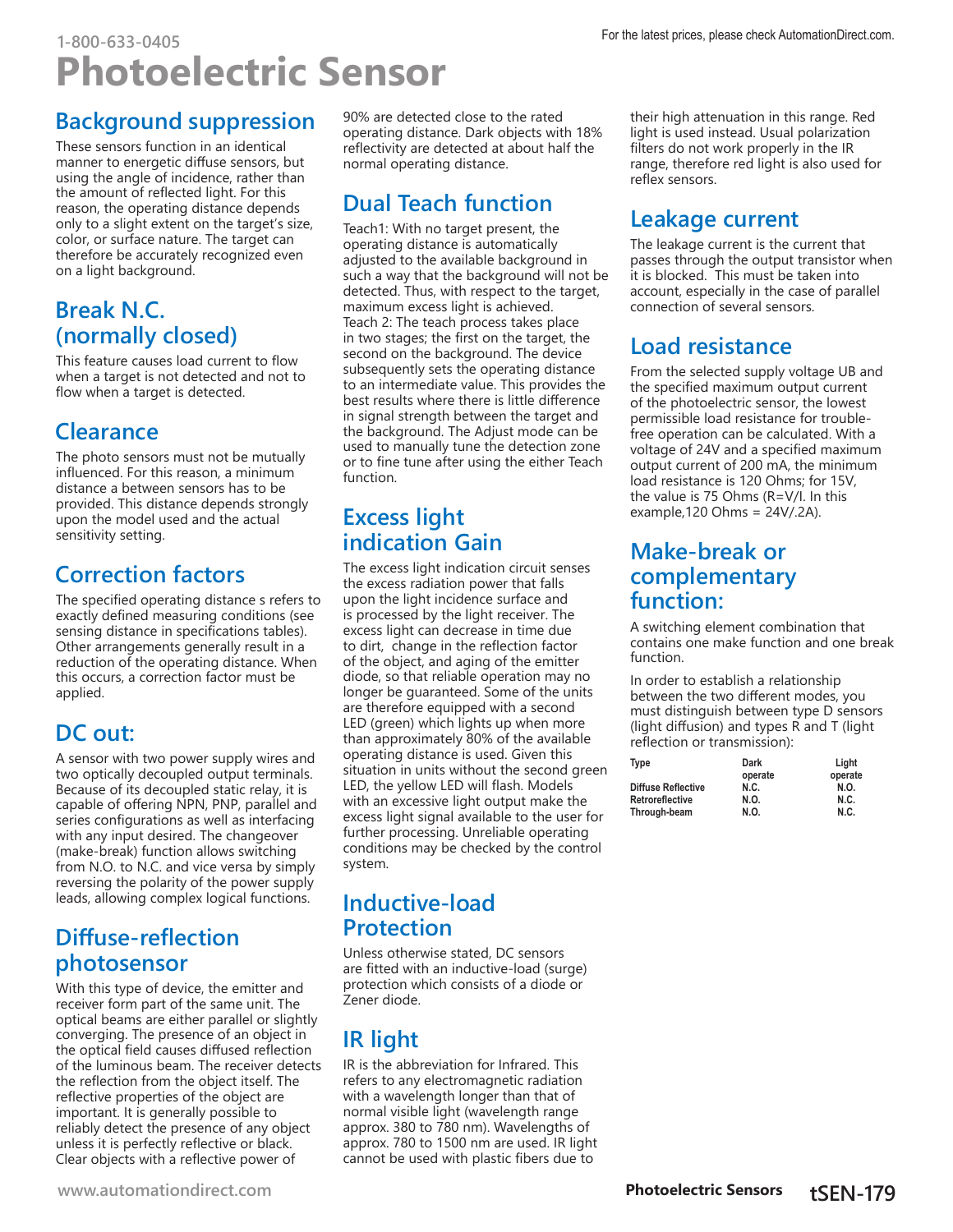# Photoelectric Sensor

## Background suppression

These sensors function in an identical manner to energetic diffuse sensors, but using the angle of incidence, rather than the amount of reflected light. For this reason, the operating distance depends only to a slight extent on the target's size, color, or surface nature. The target can therefore be accurately recognized even on a light background.

## Break N.C. (normally closed)

This feature causes load current to flow when a target is not detected and not to flow when a target is detected.

## Clearance

The photo sensors must not be mutually influenced. For this reason, a minimum distance a between sensors has to be provided. This distance depends strongly upon the model used and the actual sensitivity setting.

## Correction factors

The specified operating distance s refers to exactly defined measuring conditions (see sensing distance in specifications tables). Other arrangements generally result in a reduction of the operating distance. When this occurs, a correction factor must be applied.

## DC out:

A sensor with two power supply wires and two optically decoupled output terminals. Because of its decoupled static relay, it is capable of offering NPN, PNP, parallel and series configurations as well as interfacing with any input desired. The changeover (make-break) function allows switching from N.O. to N.C. and vice versa by simply reversing the polarity of the power supply leads, allowing complex logical functions.

## Diffuse-reflection photosensor

With this type of device, the emitter and receiver form part of the same unit. The optical beams are either parallel or slightly converging. The presence of an object in the optical field causes diffused reflection of the luminous beam. The receiver detects the reflection from the object itself. The reflective properties of the object are important. It is generally possible to reliably detect the presence of any object unless it is perfectly reflective or black. Clear objects with a reflective power of 90% are detected close to the rated operating distance. Dark objects with 18% reflectivity are detected at about half the normal operating distance.

## Dual Teach function

Teach1: With no target present, the operating distance is automatically adjusted to the available background in such a way that the background will not be detected. Thus, with respect to the target, maximum excess light is achieved.
Teach 2: The teach process takes place in two stages; the first on the target, the second on the background. The device subsequently sets the operating distance to an intermediate value. This provides the best results where there is little difference in signal strength between the target and the background. The Adjust mode can be used to manually tune the detection zone or to fine tune after using the either Teach function.

## Excess light indication Gain

The excess light indication circuit senses the excess radiation power that falls upon the light incidence surface and is processed by the light receiver. The excess light can decrease in time due to dirt, change in the reflection factor of the object, and aging of the emitter diode, so that reliable operation may no longer be guaranteed. Some of the units are therefore equipped with a second LED (green) which lights up when more than approximately 80% of the available operating distance is used. Given this situation in units without the second green LED, the yellow LED will flash. Models with an excessive light output make the excess light signal available to the user for further processing. Unreliable operating conditions may be checked by the control system.

## Inductive-load Protection

Unless otherwise stated, DC sensors are fitted with an inductive-load (surge) protection which consists of a diode or Zener diode.

## IR light

IR is the abbreviation for Infrared. This refers to any electromagnetic radiation with a wavelength longer than that of normal visible light (wavelength range approx. 380 to 780 nm). Wavelengths of approx. 780 to 1500 nm are used. IR light cannot be used with plastic fibers due to their high attenuation in this range. Red light is used instead. Usual polarization filters do not work properly in the IR range, therefore red light is also used for reflex sensors.

## Leakage current

The leakage current is the current that passes through the output transistor when it is blocked. This must be taken into account, especially in the case of parallel connection of several sensors.

## Load resistance

From the selected supply voltage UB and the specified maximum output current of the photoelectric sensor, the lowest permissible load resistance for trouble-free operation can be calculated. With a voltage of 24V and a specified maximum output current of 200 mA, the minimum load resistance is 120 Ohms; for 15V, the value is 75 Ohms (R=V/I. In this example,120 Ohms = 24V/.2A).

## Make-break or complementary function:

A switching element combination that contains one make function and one break function.

In order to establish a relationship between the two different modes, you must distinguish between type D sensors (light diffusion) and types R and T (light reflection or transmission):

| Type | Dark operate | Light operate |
|---|---|---|
| Diffuse Reflective | N.C. | N.O. |
| Retroreflective | N.O. | N.C. |
| Through-beam | N.O. | N.C. |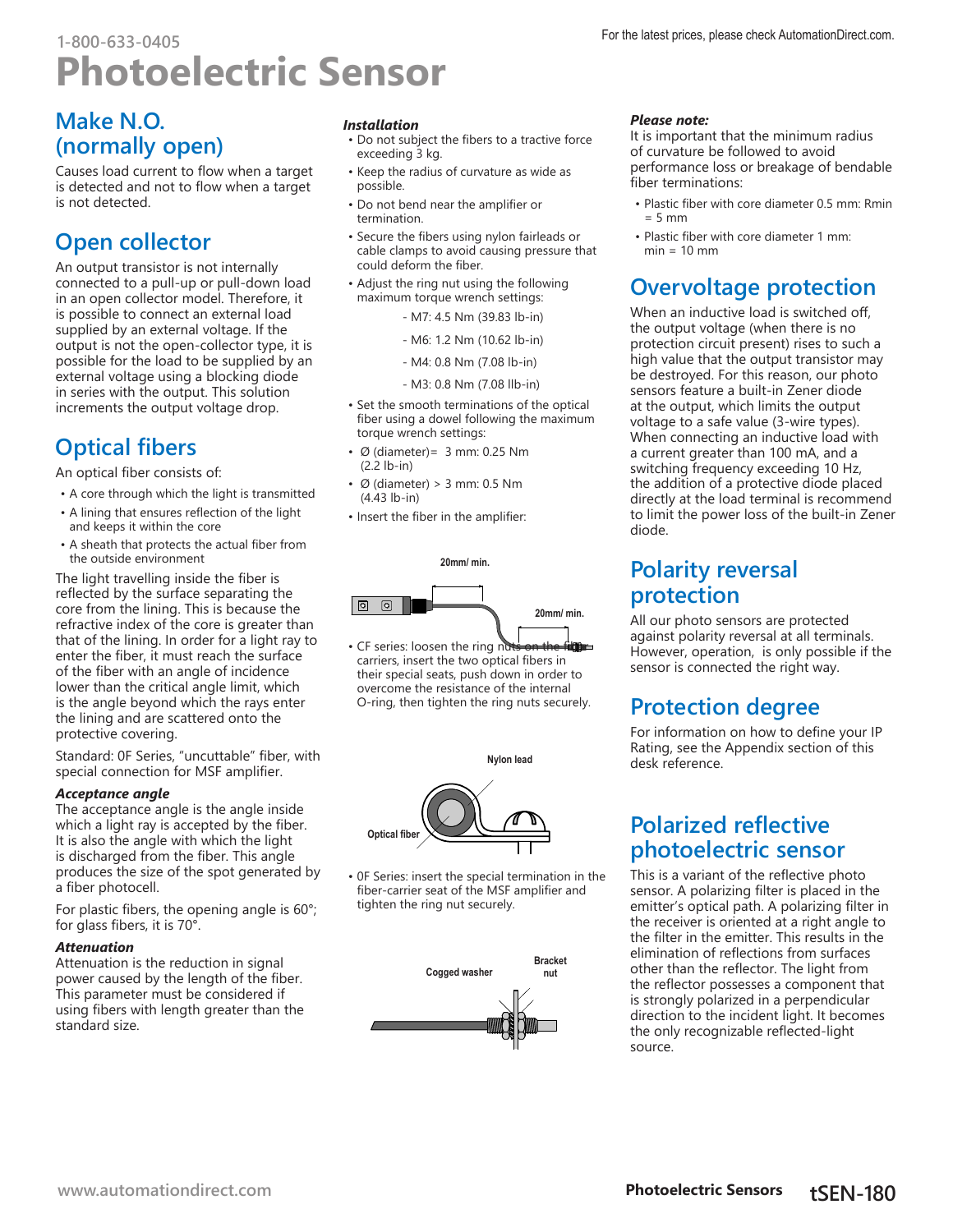# Photoelectric Sensor

## Make N.O. (normally open)

Causes load current to flow when a target is detected and not to flow when a target is not detected.

## Open collector

An output transistor is not internally connected to a pull-up or pull-down load in an open collector model. Therefore, it is possible to connect an external load supplied by an external voltage. If the output is not the open-collector type, it is possible for the load to be supplied by an external voltage using a blocking diode in series with the output. This solution increments the output voltage drop.

## Optical fibers

An optical fiber consists of:

- A core through which the light is transmitted
- A lining that ensures reflection of the light and keeps it within the core
- A sheath that protects the actual fiber from the outside environment

The light travelling inside the fiber is reflected by the surface separating the core from the lining. This is because the refractive index of the core is greater than that of the lining. In order for a light ray to enter the fiber, it must reach the surface of the fiber with an angle of incidence lower than the critical angle limit, which is the angle beyond which the rays enter the lining and are scattered onto the protective covering.

Standard: 0F Series, "uncuttable" fiber, with special connection for MSF amplifier.

***Acceptance angle***

The acceptance angle is the angle inside which a light ray is accepted by the fiber. It is also the angle with which the light is discharged from the fiber. This angle produces the size of the spot generated by a fiber photocell.

For plastic fibers, the opening angle is 60°; for glass fibers, it is 70°.

***Attenuation***

Attenuation is the reduction in signal power caused by the length of the fiber. This parameter must be considered if using fibers with length greater than the standard size.

***Installation***

- Do not subject the fibers to a tractive force exceeding 3 kg.
- Keep the radius of curvature as wide as possible.
- Do not bend near the amplifier or termination.
- Secure the fibers using nylon fairleads or cable clamps to avoid causing pressure that could deform the fiber.
- Adjust the ring nut using the following maximum torque wrench settings:
  - M7: 4.5 Nm (39.83 lb-in)
  - M6: 1.2 Nm (10.62 lb-in)
  - M4: 0.8 Nm (7.08 lb-in)
  - M3: 0.8 Nm (7.08 llb-in)
- Set the smooth terminations of the optical fiber using a dowel following the maximum torque wrench settings:
- Ø (diameter)= 3 mm: 0.25 Nm (2.2 lb-in)
- Ø (diameter) > 3 mm: 0.5 Nm (4.43 lb-in)
- Insert the fiber in the amplifier:

20mm/ min.

20mm/ min.

- CF series: loosen the ring nuts on the fiber carriers, insert the two optical fibers in their special seats, push down in order to overcome the resistance of the internal O-ring, then tighten the ring nuts securely.

Nylon lead

Optical fiber

- 0F Series: insert the special termination in the fiber-carrier seat of the MSF amplifier and tighten the ring nut securely.

Cogged washer

Bracket nut

***Please note:***

It is important that the minimum radius of curvature be followed to avoid performance loss or breakage of bendable fiber terminations:

- Plastic fiber with core diameter 0.5 mm: Rmin = 5 mm
- Plastic fiber with core diameter 1 mm: min = 10 mm

## Overvoltage protection

When an inductive load is switched off, the output voltage (when there is no protection circuit present) rises to such a high value that the output transistor may be destroyed. For this reason, our photo sensors feature a built-in Zener diode at the output, which limits the output voltage to a safe value (3-wire types). When connecting an inductive load with a current greater than 100 mA, and a switching frequency exceeding 10 Hz, the addition of a protective diode placed directly at the load terminal is recommend to limit the power loss of the built-in Zener diode.

## Polarity reversal protection

All our photo sensors are protected against polarity reversal at all terminals. However, operation, is only possible if the sensor is connected the right way.

## Protection degree

For information on how to define your IP Rating, see the Appendix section of this desk reference.

## Polarized reflective photoelectric sensor

This is a variant of the reflective photo sensor. A polarizing filter is placed in the emitter's optical path. A polarizing filter in the receiver is oriented at a right angle to the filter in the emitter. This results in the elimination of reflections from surfaces other than the reflector. The light from the reflector possesses a component that is strongly polarized in a perpendicular direction to the incident light. It becomes the only recognizable reflected-light source.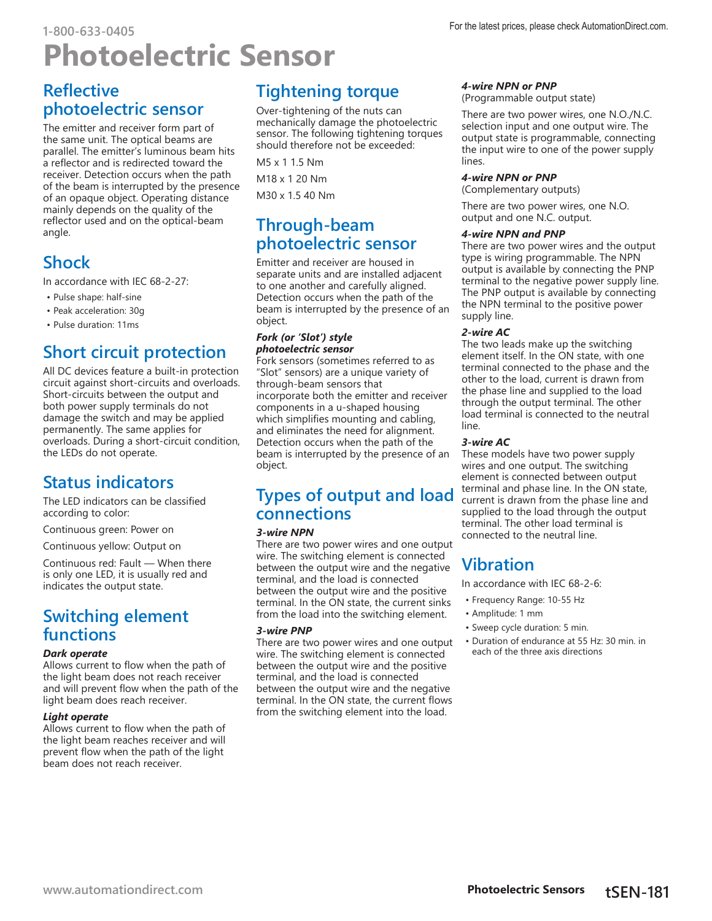# Photoelectric Sensor

## Reflective photoelectric sensor

The emitter and receiver form part of the same unit. The optical beams are parallel. The emitter's luminous beam hits a reflector and is redirected toward the receiver. Detection occurs when the path of the beam is interrupted by the presence of an opaque object. Operating distance mainly depends on the quality of the reflector used and on the optical-beam angle.

## Shock

In accordance with IEC 68-2-27:

- Pulse shape: half-sine
- Peak acceleration: 30g
- Pulse duration: 11ms

## Short circuit protection

All DC devices feature a built-in protection circuit against short-circuits and overloads. Short-circuits between the output and both power supply terminals do not damage the switch and may be applied permanently. The same applies for overloads. During a short-circuit condition, the LEDs do not operate.

## Status indicators

The LED indicators can be classified according to color:

Continuous green: Power on

Continuous yellow: Output on

Continuous red: Fault — When there is only one LED, it is usually red and indicates the output state.

## Switching element functions

***Dark operate***

Allows current to flow when the path of the light beam does not reach receiver and will prevent flow when the path of the light beam does reach receiver.

***Light operate***

Allows current to flow when the path of the light beam reaches receiver and will prevent flow when the path of the light beam does not reach receiver.

## Tightening torque

Over-tightening of the nuts can mechanically damage the photoelectric sensor. The following tightening torques should therefore not be exceeded:

M5 x 1 1.5 Nm

M18 x 1 20 Nm

M30 x 1.5 40 Nm

## Through-beam photoelectric sensor

Emitter and receiver are housed in separate units and are installed adjacent to one another and carefully aligned. Detection occurs when the path of the beam is interrupted by the presence of an object.

***Fork (or 'Slot') style photoelectric sensor***

Fork sensors (sometimes referred to as "Slot" sensors) are a unique variety of through-beam sensors that incorporate both the emitter and receiver components in a u-shaped housing which simplifies mounting and cabling, and eliminates the need for alignment. Detection occurs when the path of the beam is interrupted by the presence of an object.

## Types of output and load connections

***3-wire NPN***

There are two power wires and one output wire. The switching element is connected between the output wire and the negative terminal, and the load is connected between the output wire and the positive terminal. In the ON state, the current sinks from the load into the switching element.

***3-wire PNP***

There are two power wires and one output wire. The switching element is connected between the output wire and the positive terminal, and the load is connected between the output wire and the negative terminal. In the ON state, the current flows from the switching element into the load.

***4-wire NPN or PNP***

(Programmable output state)

There are two power wires, one N.O./N.C. selection input and one output wire. The output state is programmable, connecting the input wire to one of the power supply lines.

***4-wire NPN or PNP***

(Complementary outputs)

There are two power wires, one N.O. output and one N.C. output.

***4-wire NPN and PNP***

There are two power wires and the output type is wiring programmable. The NPN output is available by connecting the PNP terminal to the negative power supply line. The PNP output is available by connecting the NPN terminal to the positive power supply line.

***2-wire AC***

The two leads make up the switching element itself. In the ON state, with one terminal connected to the phase and the other to the load, current is drawn from the phase line and supplied to the load through the output terminal. The other load terminal is connected to the neutral line.

***3-wire AC***

These models have two power supply wires and one output. The switching element is connected between output terminal and phase line. In the ON state, current is drawn from the phase line and supplied to the load through the output terminal. The other load terminal is connected to the neutral line.

## Vibration

In accordance with IEC 68-2-6:

- Frequency Range: 10-55 Hz
- Amplitude: 1 mm
- Sweep cycle duration: 5 min.
- Duration of endurance at 55 Hz: 30 min. in each of the three axis directions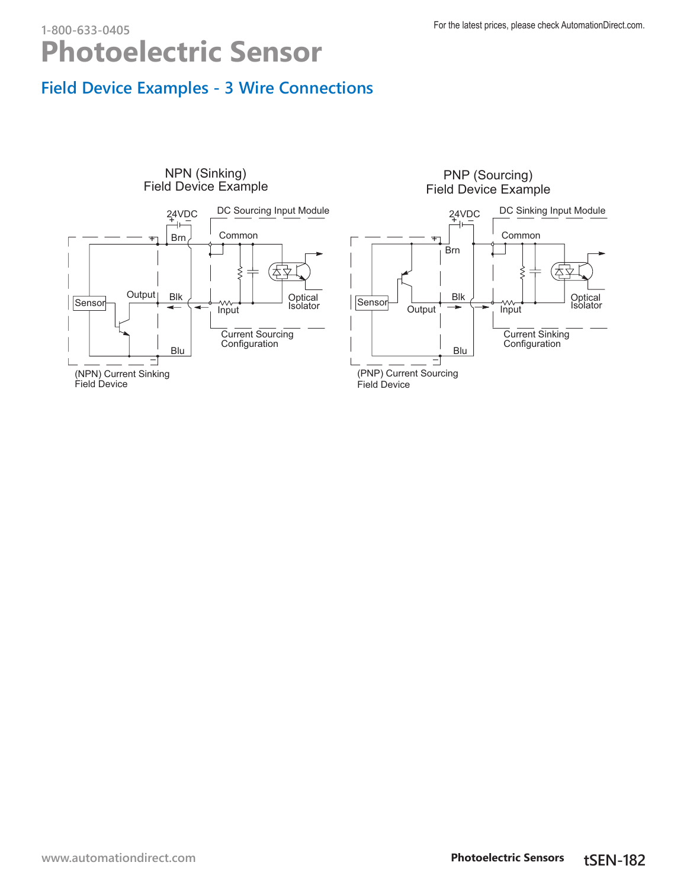# Photoelectric Sensor

## Field Device Examples - 3 Wire Connections

NPN (Sinking)
Field Device Example

24VDC
DC Sourcing Input Module
Brn
Common
Sensor
Output
Blk
Input
Optical Isolator
Blu
Current Sourcing Configuration
(NPN) Current Sinking Field Device

PNP (Sourcing)
Field Device Example

24VDC
DC Sinking Input Module
Brn
Common
Sensor
Output
Blk
Input
Optical Isolator
Blu
Current Sinking Configuration
(PNP) Current Sourcing Field Device